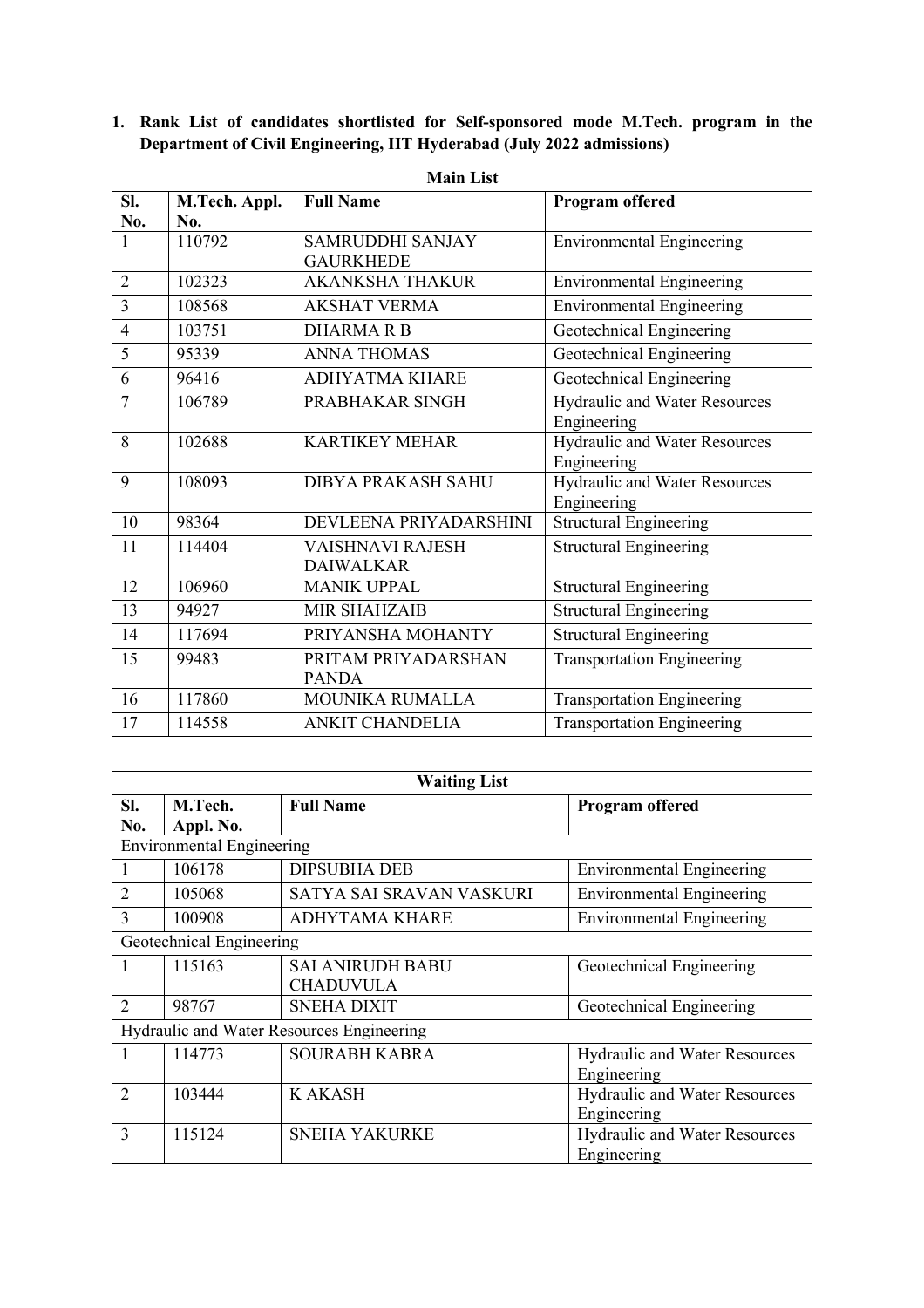1. **Rank List of candidates shortlisted for Self-sponsored mode M.Tech. program in the Department of Civil Engineering, IIT Hyderabad (July 2022 admissions)**

| **Main List** | | | |
|---|---|---|---|
| **Sl. No.** | **M.Tech. Appl. No.** | **Full Name** | **Program offered** |
| 1 | 110792 | SAMRUDDHI SANJAY GAURKHEDE | Environmental Engineering |
| 2 | 102323 | AKANKSHA THAKUR | Environmental Engineering |
| 3 | 108568 | AKSHAT VERMA | Environmental Engineering |
| 4 | 103751 | DHARMA R B | Geotechnical Engineering |
| 5 | 95339 | ANNA THOMAS | Geotechnical Engineering |
| 6 | 96416 | ADHYATMA KHARE | Geotechnical Engineering |
| 7 | 106789 | PRABHAKAR SINGH | Hydraulic and Water Resources Engineering |
| 8 | 102688 | KARTIKEY MEHAR | Hydraulic and Water Resources Engineering |
| 9 | 108093 | DIBYA PRAKASH SAHU | Hydraulic and Water Resources Engineering |
| 10 | 98364 | DEVLEENA PRIYADARSHINI | Structural Engineering |
| 11 | 114404 | VAISHNAVI RAJESH DAIWALKAR | Structural Engineering |
| 12 | 106960 | MANIK UPPAL | Structural Engineering |
| 13 | 94927 | MIR SHAHZAIB | Structural Engineering |
| 14 | 117694 | PRIYANSHA MOHANTY | Structural Engineering |
| 15 | 99483 | PRITAM PRIYADARSHAN PANDA | Transportation Engineering |
| 16 | 117860 | MOUNIKA RUMALLA | Transportation Engineering |
| 17 | 114558 | ANKIT CHANDELIA | Transportation Engineering |

| **Waiting List** | | | |
|---|---|---|---|
| **Sl. No.** | **M.Tech. Appl. No.** | **Full Name** | **Program offered** |
| Environmental Engineering | | | |
| 1 | 106178 | DIPSUBHA DEB | Environmental Engineering |
| 2 | 105068 | SATYA SAI SRAVAN VASKURI | Environmental Engineering |
| 3 | 100908 | ADHYTAMA KHARE | Environmental Engineering |
| Geotechnical Engineering | | | |
| 1 | 115163 | SAI ANIRUDH BABU CHADUVULA | Geotechnical Engineering |
| 2 | 98767 | SNEHA DIXIT | Geotechnical Engineering |
| Hydraulic and Water Resources Engineering | | | |
| 1 | 114773 | SOURABH KABRA | Hydraulic and Water Resources Engineering |
| 2 | 103444 | K AKASH | Hydraulic and Water Resources Engineering |
| 3 | 115124 | SNEHA YAKURKE | Hydraulic and Water Resources Engineering |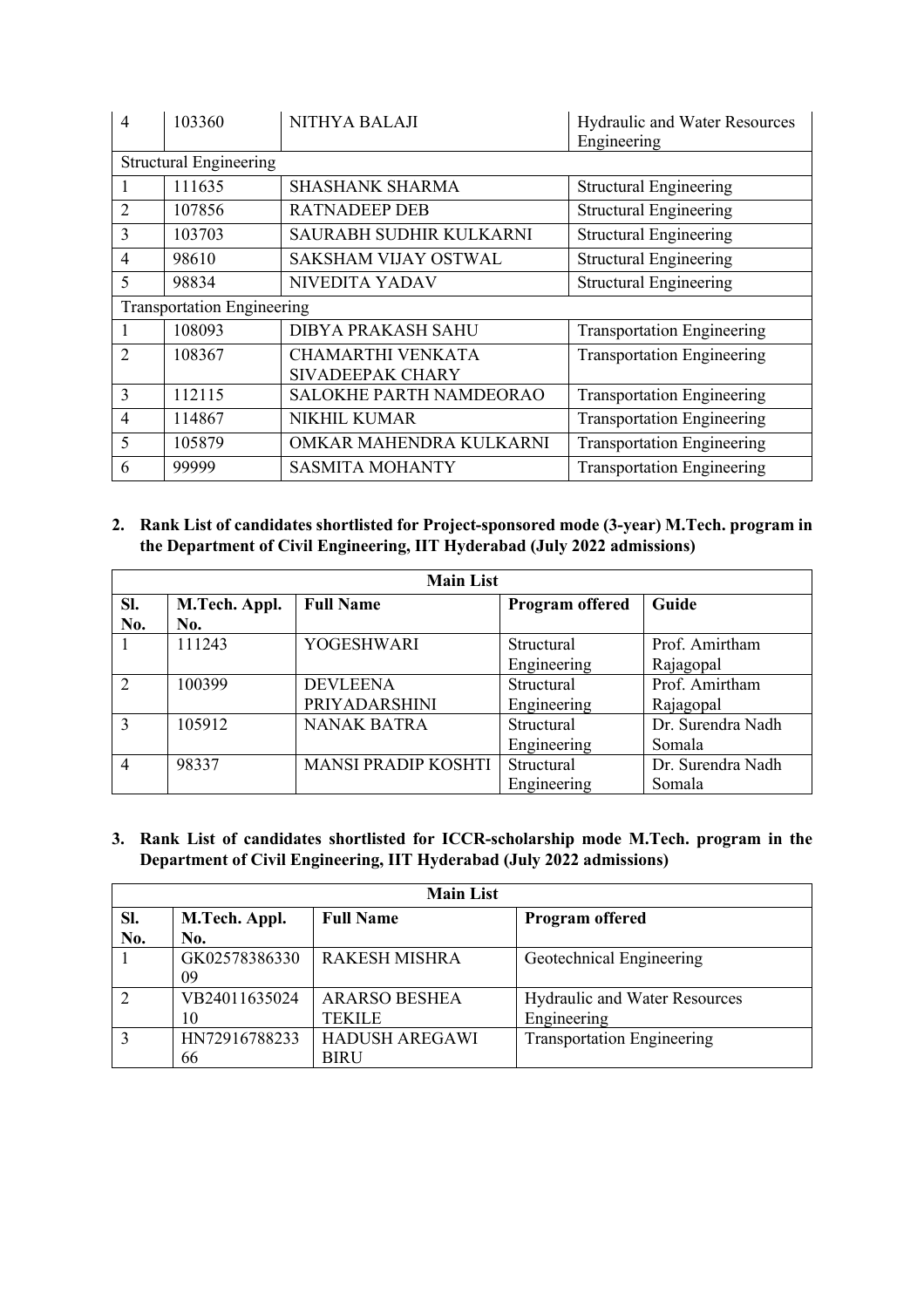| | | | |
|---|---|---|---|
| 4 | 103360 | NITHYA BALAJI | Hydraulic and Water Resources Engineering |
| Structural Engineering | | | |
| 1 | 111635 | SHASHANK SHARMA | Structural Engineering |
| 2 | 107856 | RATNADEEP DEB | Structural Engineering |
| 3 | 103703 | SAURABH SUDHIR KULKARNI | Structural Engineering |
| 4 | 98610 | SAKSHAM VIJAY OSTWAL | Structural Engineering |
| 5 | 98834 | NIVEDITA YADAV | Structural Engineering |
| Transportation Engineering | | | |
| 1 | 108093 | DIBYA PRAKASH SAHU | Transportation Engineering |
| 2 | 108367 | CHAMARTHI VENKATA SIVADEEPAK CHARY | Transportation Engineering |
| 3 | 112115 | SALOKHE PARTH NAMDEORAO | Transportation Engineering |
| 4 | 114867 | NIKHIL KUMAR | Transportation Engineering |
| 5 | 105879 | OMKAR MAHENDRA KULKARNI | Transportation Engineering |
| 6 | 99999 | SASMITA MOHANTY | Transportation Engineering |

2. **Rank List of candidates shortlisted for Project-sponsored mode (3-year) M.Tech. program in the Department of Civil Engineering, IIT Hyderabad (July 2022 admissions)**

| Main List | | | | |
|---|---|---|---|---|
| **Sl. No.** | **M.Tech. Appl. No.** | **Full Name** | **Program offered** | **Guide** |
| 1 | 111243 | YOGESHWARI | Structural Engineering | Prof. Amirtham Rajagopal |
| 2 | 100399 | DEVLEENA PRIYADARSHINI | Structural Engineering | Prof. Amirtham Rajagopal |
| 3 | 105912 | NANAK BATRA | Structural Engineering | Dr. Surendra Nadh Somala |
| 4 | 98337 | MANSI PRADIP KOSHTI | Structural Engineering | Dr. Surendra Nadh Somala |

3. **Rank List of candidates shortlisted for ICCR-scholarship mode M.Tech. program in the Department of Civil Engineering, IIT Hyderabad (July 2022 admissions)**

| Main List | | | |
|---|---|---|---|
| **Sl. No.** | **M.Tech. Appl. No.** | **Full Name** | **Program offered** |
| 1 | GK0257838633009 | RAKESH MISHRA | Geotechnical Engineering |
| 2 | VB2401163502410 | ARARSO BESHEA TEKILE | Hydraulic and Water Resources Engineering |
| 3 | HN7291678823366 | HADUSH AREGAWI BIRU | Transportation Engineering |